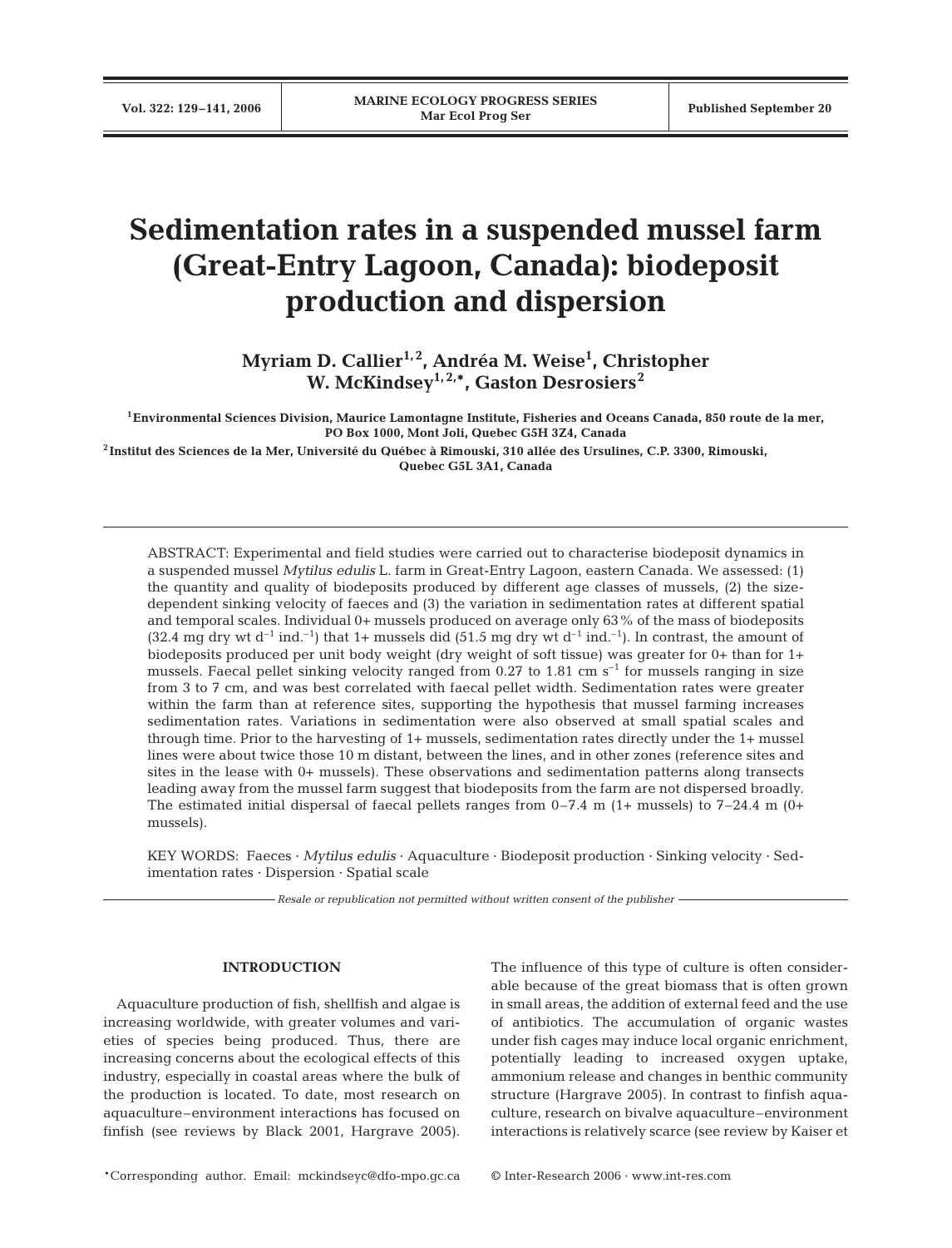# Sedimentation rates in a suspended mussel farm (Great-Entry Lagoon, Canada): biodeposit production and dispersion

**Myriam D. Callier[1,2], Andréa M. Weise[1], Christopher W. McKindsey[1,2,*], Gaston Desrosiers[2]**

[1]Environmental Sciences Division, Maurice Lamontagne Institute, Fisheries and Oceans Canada, 850 route de la mer, PO Box 1000, Mont Joli, Quebec G5H 3Z4, Canada

[2]Institut des Sciences de la Mer, Université du Québec à Rimouski, 310 allée des Ursulines, C.P. 3300, Rimouski, Quebec G5L 3A1, Canada

ABSTRACT: Experimental and field studies were carried out to characterise biodeposit dynamics in a suspended mussel *Mytilus edulis* L. farm in Great-Entry Lagoon, eastern Canada. We assessed: (1) the quantity and quality of biodeposits produced by different age classes of mussels, (2) the size-dependent sinking velocity of faeces and (3) the variation in sedimentation rates at different spatial and temporal scales. Individual 0+ mussels produced on average only 63% of the mass of biodeposits (32.4 mg dry wt $d^{-1}$ ind.$^{-1}$) that 1+ mussels did (51.5 mg dry wt $d^{-1}$ ind.$^{-1}$). In contrast, the amount of biodeposits produced per unit body weight (dry weight of soft tissue) was greater for 0+ than for 1+ mussels. Faecal pellet sinking velocity ranged from 0.27 to 1.81 cm $s^{-1}$ for mussels ranging in size from 3 to 7 cm, and was best correlated with faecal pellet width. Sedimentation rates were greater within the farm than at reference sites, supporting the hypothesis that mussel farming increases sedimentation rates. Variations in sedimentation were also observed at small spatial scales and through time. Prior to the harvesting of 1+ mussels, sedimentation rates directly under the 1+ mussel lines were about twice those 10 m distant, between the lines, and in other zones (reference sites and sites in the lease with 0+ mussels). These observations and sedimentation patterns along transects leading away from the mussel farm suggest that biodeposits from the farm are not dispersed broadly. The estimated initial dispersal of faecal pellets ranges from 0–7.4 m (1+ mussels) to 7–24.4 m (0+ mussels).

KEY WORDS: Faeces · *Mytilus edulis* · Aquaculture · Biodeposit production · Sinking velocity · Sedimentation rates · Dispersion · Spatial scale

*Resale or republication not permitted without written consent of the publisher*

## INTRODUCTION

Aquaculture production of fish, shellfish and algae is increasing worldwide, with greater volumes and varieties of species being produced. Thus, there are increasing concerns about the ecological effects of this industry, especially in coastal areas where the bulk of the production is located. To date, most research on aquaculture–environment interactions has focused on finfish (see reviews by Black 2001, Hargrave 2005). The influence of this type of culture is often considerable because of the great biomass that is often grown in small areas, the addition of external feed and the use of antibiotics. The accumulation of organic wastes under fish cages may induce local organic enrichment, potentially leading to increased oxygen uptake, ammonium release and changes in benthic community structure (Hargrave 2005). In contrast to finfish aquaculture, research on bivalve aquaculture–environment interactions is relatively scarce (see review by Kaiser et

*Corresponding author. Email: mckindseyc@dfo-mpo.gc.ca

© Inter-Research 2006 · www.int-res.com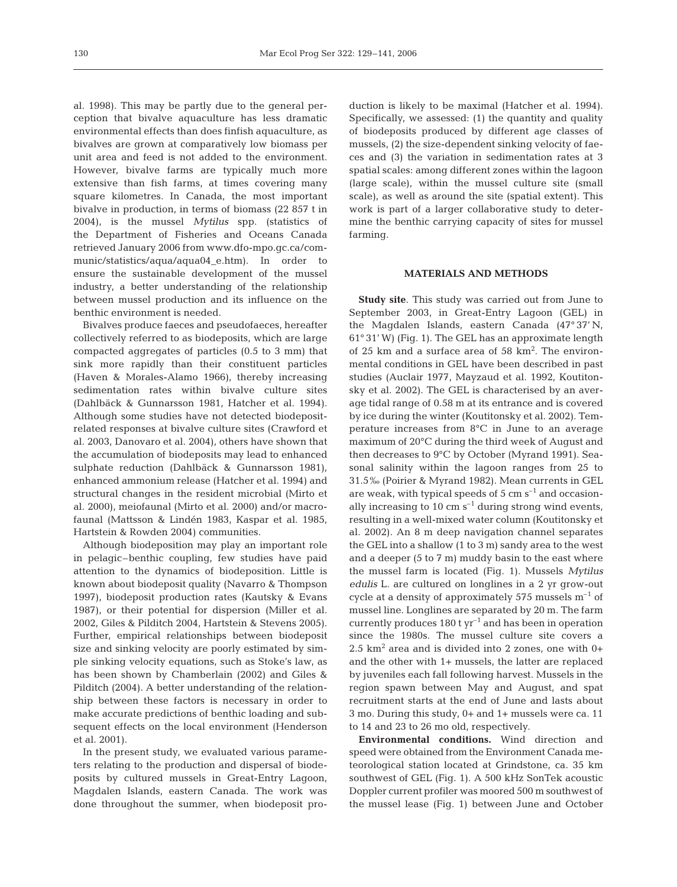al. 1998). This may be partly due to the general perception that bivalve aquaculture has less dramatic environmental effects than does finfish aquaculture, as bivalves are grown at comparatively low biomass per unit area and feed is not added to the environment. However, bivalve farms are typically much more extensive than fish farms, at times covering many square kilometres. In Canada, the most important bivalve in production, in terms of biomass (22 857 t in 2004), is the mussel *Mytilus* spp. (statistics of the Department of Fisheries and Oceans Canada retrieved January 2006 from www.dfo-mpo.gc.ca/communic/statistics/aqua/aqua04_e.htm). In order to ensure the sustainable development of the mussel industry, a better understanding of the relationship between mussel production and its influence on the benthic environment is needed.

Bivalves produce faeces and pseudofaeces, hereafter collectively referred to as biodeposits, which are large compacted aggregates of particles (0.5 to 3 mm) that sink more rapidly than their constituent particles (Haven & Morales-Alamo 1966), thereby increasing sedimentation rates within bivalve culture sites (Dahlbäck & Gunnarsson 1981, Hatcher et al. 1994). Although some studies have not detected biodeposit-related responses at bivalve culture sites (Crawford et al. 2003, Danovaro et al. 2004), others have shown that the accumulation of biodeposits may lead to enhanced sulphate reduction (Dahlbäck & Gunnarsson 1981), enhanced ammonium release (Hatcher et al. 1994) and structural changes in the resident microbial (Mirto et al. 2000), meiofaunal (Mirto et al. 2000) and/or macrofaunal (Mattsson & Lindén 1983, Kaspar et al. 1985, Hartstein & Rowden 2004) communities.

Although biodeposition may play an important role in pelagic–benthic coupling, few studies have paid attention to the dynamics of biodeposition. Little is known about biodeposit quality (Navarro & Thompson 1997), biodeposit production rates (Kautsky & Evans 1987), or their potential for dispersion (Miller et al. 2002, Giles & Pilditch 2004, Hartstein & Stevens 2005). Further, empirical relationships between biodeposit size and sinking velocity are poorly estimated by simple sinking velocity equations, such as Stoke's law, as has been shown by Chamberlain (2002) and Giles & Pilditch (2004). A better understanding of the relationship between these factors is necessary in order to make accurate predictions of benthic loading and subsequent effects on the local environment (Henderson et al. 2001).

In the present study, we evaluated various parameters relating to the production and dispersal of biodeposits by cultured mussels in Great-Entry Lagoon, Magdalen Islands, eastern Canada. The work was done throughout the summer, when biodeposit production is likely to be maximal (Hatcher et al. 1994). Specifically, we assessed: (1) the quantity and quality of biodeposits produced by different age classes of mussels, (2) the size-dependent sinking velocity of faeces and (3) the variation in sedimentation rates at 3 spatial scales: among different zones within the lagoon (large scale), within the mussel culture site (small scale), as well as around the site (spatial extent). This work is part of a larger collaborative study to determine the benthic carrying capacity of sites for mussel farming.

## MATERIALS AND METHODS

**Study site**. This study was carried out from June to September 2003, in Great-Entry Lagoon (GEL) in the Magdalen Islands, eastern Canada (47° 37′ N, 61° 31′ W) (Fig. 1). The GEL has an approximate length of 25 km and a surface area of 58 km$^2$. The environmental conditions in GEL have been described in past studies (Auclair 1977, Mayzaud et al. 1992, Koutitonsky et al. 2002). The GEL is characterised by an average tidal range of 0.58 m at its entrance and is covered by ice during the winter (Koutitonsky et al. 2002). Temperature increases from 8°C in June to an average maximum of 20°C during the third week of August and then decreases to 9°C by October (Myrand 1991). Seasonal salinity within the lagoon ranges from 25 to 31.5‰ (Poirier & Myrand 1982). Mean currents in GEL are weak, with typical speeds of 5 cm s$^{-1}$ and occasionally increasing to 10 cm s$^{-1}$ during strong wind events, resulting in a well-mixed water column (Koutitonsky et al. 2002). An 8 m deep navigation channel separates the GEL into a shallow (1 to 3 m) sandy area to the west and a deeper (5 to 7 m) muddy basin to the east where the mussel farm is located (Fig. 1). Mussels *Mytilus edulis* L. are cultured on longlines in a 2 yr grow-out cycle at a density of approximately 575 mussels m$^{-1}$ of mussel line. Longlines are separated by 20 m. The farm currently produces 180 t yr$^{-1}$ and has been in operation since the 1980s. The mussel culture site covers a 2.5 km$^2$ area and is divided into 2 zones, one with 0+ and the other with 1+ mussels, the latter are replaced by juveniles each fall following harvest. Mussels in the region spawn between May and August, and spat recruitment starts at the end of June and lasts about 3 mo. During this study, 0+ and 1+ mussels were ca. 11 to 14 and 23 to 26 mo old, respectively.

**Environmental conditions.** Wind direction and speed were obtained from the Environment Canada meteorological station located at Grindstone, ca. 35 km southwest of GEL (Fig. 1). A 500 kHz SonTek acoustic Doppler current profiler was moored 500 m southwest of the mussel lease (Fig. 1) between June and October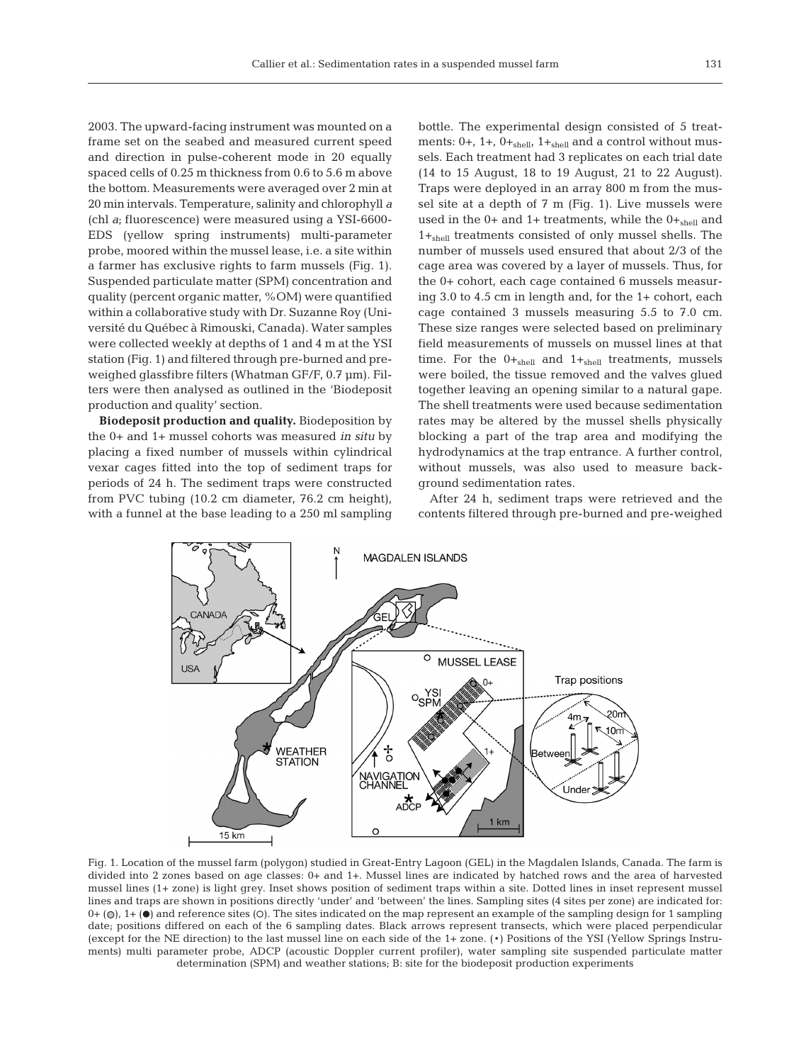2003. The upward-facing instrument was mounted on a frame set on the seabed and measured current speed and direction in pulse-coherent mode in 20 equally spaced cells of 0.25 m thickness from 0.6 to 5.6 m above the bottom. Measurements were averaged over 2 min at 20 min intervals. Temperature, salinity and chlorophyll *a* (chl *a*; fluorescence) were measured using a YSI-6600-EDS (yellow spring instruments) multi-parameter probe, moored within the mussel lease, i.e. a site within a farmer has exclusive rights to farm mussels (Fig. 1). Suspended particulate matter (SPM) concentration and quality (percent organic matter, %OM) were quantified within a collaborative study with Dr. Suzanne Roy (Université du Québec à Rimouski, Canada). Water samples were collected weekly at depths of 1 and 4 m at the YSI station (Fig. 1) and filtered through pre-burned and pre-weighed glassfibre filters (Whatman GF/F, 0.7 µm). Filters were then analysed as outlined in the 'Biodeposit production and quality' section.

**Biodeposit production and quality.** Biodeposition by the 0+ and 1+ mussel cohorts was measured *in situ* by placing a fixed number of mussels within cylindrical vexar cages fitted into the top of sediment traps for periods of 24 h. The sediment traps were constructed from PVC tubing (10.2 cm diameter, 76.2 cm height), with a funnel at the base leading to a 250 ml sampling bottle. The experimental design consisted of 5 treatments: 0+, 1+, $0+_{shell}$, $1+_{shell}$ and a control without mussels. Each treatment had 3 replicates on each trial date (14 to 15 August, 18 to 19 August, 21 to 22 August). Traps were deployed in an array 800 m from the mussel site at a depth of 7 m (Fig. 1). Live mussels were used in the 0+ and 1+ treatments, while the $0+_{shell}$ and $1+_{shell}$ treatments consisted of only mussel shells. The number of mussels used ensured that about 2/3 of the cage area was covered by a layer of mussels. Thus, for the 0+ cohort, each cage contained 6 mussels measuring 3.0 to 4.5 cm in length and, for the 1+ cohort, each cage contained 3 mussels measuring 5.5 to 7.0 cm. These size ranges were selected based on preliminary field measurements of mussels on mussel lines at that time. For the $0+_{shell}$ and $1+_{shell}$ treatments, mussels were boiled, the tissue removed and the valves glued together leaving an opening similar to a natural gape. The shell treatments were used because sedimentation rates may be altered by the mussel shells physically blocking a part of the trap area and modifying the hydrodynamics at the trap entrance. A further control, without mussels, was also used to measure background sedimentation rates.

After 24 h, sediment traps were retrieved and the contents filtered through pre-burned and pre-weighed

Fig. 1. Location of the mussel farm (polygon) studied in Great-Entry Lagoon (GEL) in the Magdalen Islands, Canada. The farm is divided into 2 zones based on age classes: 0+ and 1+. Mussel lines are indicated by hatched rows and the area of harvested mussel lines (1+ zone) is light grey. Inset shows position of sediment traps within a site. Dotted lines in inset represent mussel lines and traps are shown in positions directly 'under' and 'between' the lines. Sampling sites (4 sites per zone) are indicated for: 0+ (◎), 1+ (●) and reference sites (○). The sites indicated on the map represent an example of the sampling design for 1 sampling date; positions differed on each of the 6 sampling dates. Black arrows represent transects, which were placed perpendicular (except for the NE direction) to the last mussel line on each side of the 1+ zone. (•) Positions of the YSI (Yellow Springs Instruments) multi parameter probe, ADCP (acoustic Doppler current profiler), water sampling site suspended particulate matter determination (SPM) and weather stations; B: site for the biodeposit production experiments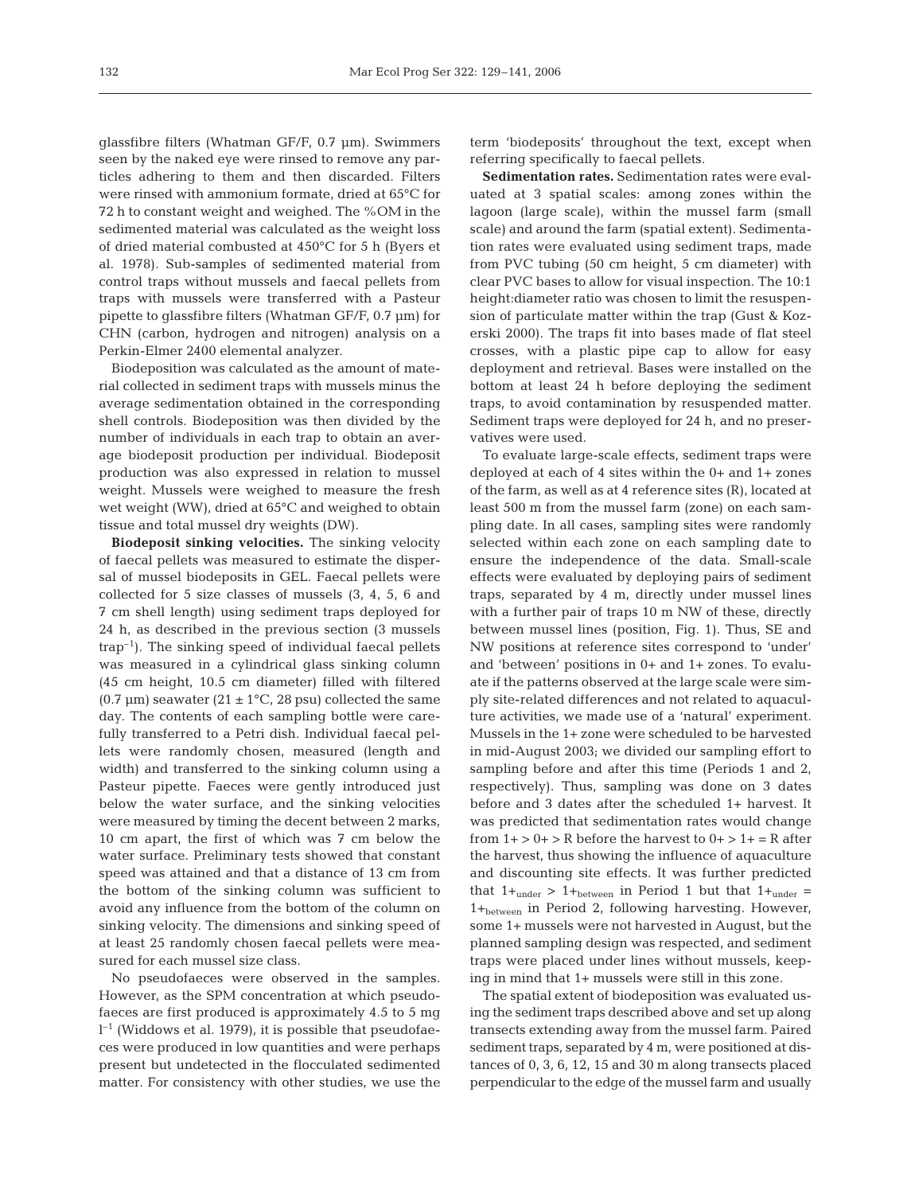glassfibre filters (Whatman GF/F, 0.7 µm). Swimmers seen by the naked eye were rinsed to remove any particles adhering to them and then discarded. Filters were rinsed with ammonium formate, dried at 65°C for 72 h to constant weight and weighed. The %OM in the sedimented material was calculated as the weight loss of dried material combusted at 450°C for 5 h (Byers et al. 1978). Sub-samples of sedimented material from control traps without mussels and faecal pellets from traps with mussels were transferred with a Pasteur pipette to glassfibre filters (Whatman GF/F, 0.7 µm) for CHN (carbon, hydrogen and nitrogen) analysis on a Perkin-Elmer 2400 elemental analyzer.

Biodeposition was calculated as the amount of material collected in sediment traps with mussels minus the average sedimentation obtained in the corresponding shell controls. Biodeposition was then divided by the number of individuals in each trap to obtain an average biodeposit production per individual. Biodeposit production was also expressed in relation to mussel weight. Mussels were weighed to measure the fresh wet weight (WW), dried at 65°C and weighed to obtain tissue and total mussel dry weights (DW).

**Biodeposit sinking velocities.** The sinking velocity of faecal pellets was measured to estimate the dispersal of mussel biodeposits in GEL. Faecal pellets were collected for 5 size classes of mussels (3, 4, 5, 6 and 7 cm shell length) using sediment traps deployed for 24 h, as described in the previous section (3 mussels trap$^{-1}$). The sinking speed of individual faecal pellets was measured in a cylindrical glass sinking column (45 cm height, 10.5 cm diameter) filled with filtered (0.7 µm) seawater (21 ± 1°C, 28 psu) collected the same day. The contents of each sampling bottle were carefully transferred to a Petri dish. Individual faecal pellets were randomly chosen, measured (length and width) and transferred to the sinking column using a Pasteur pipette. Faeces were gently introduced just below the water surface, and the sinking velocities were measured by timing the decent between 2 marks, 10 cm apart, the first of which was 7 cm below the water surface. Preliminary tests showed that constant speed was attained and that a distance of 13 cm from the bottom of the sinking column was sufficient to avoid any influence from the bottom of the column on sinking velocity. The dimensions and sinking speed of at least 25 randomly chosen faecal pellets were measured for each mussel size class.

No pseudofaeces were observed in the samples. However, as the SPM concentration at which pseudofaeces are first produced is approximately 4.5 to 5 mg l$^{-1}$ (Widdows et al. 1979), it is possible that pseudofaeces were produced in low quantities and were perhaps present but undetected in the flocculated sedimented matter. For consistency with other studies, we use the term 'biodeposits' throughout the text, except when referring specifically to faecal pellets.

**Sedimentation rates.** Sedimentation rates were evaluated at 3 spatial scales: among zones within the lagoon (large scale), within the mussel farm (small scale) and around the farm (spatial extent). Sedimentation rates were evaluated using sediment traps, made from PVC tubing (50 cm height, 5 cm diameter) with clear PVC bases to allow for visual inspection. The 10:1 height:diameter ratio was chosen to limit the resuspension of particulate matter within the trap (Gust & Kozerski 2000). The traps fit into bases made of flat steel crosses, with a plastic pipe cap to allow for easy deployment and retrieval. Bases were installed on the bottom at least 24 h before deploying the sediment traps, to avoid contamination by resuspended matter. Sediment traps were deployed for 24 h, and no preservatives were used.

To evaluate large-scale effects, sediment traps were deployed at each of 4 sites within the 0+ and 1+ zones of the farm, as well as at 4 reference sites (R), located at least 500 m from the mussel farm (zone) on each sampling date. In all cases, sampling sites were randomly selected within each zone on each sampling date to ensure the independence of the data. Small-scale effects were evaluated by deploying pairs of sediment traps, separated by 4 m, directly under mussel lines with a further pair of traps 10 m NW of these, directly between mussel lines (position, Fig. 1). Thus, SE and NW positions at reference sites correspond to 'under' and 'between' positions in 0+ and 1+ zones. To evaluate if the patterns observed at the large scale were simply site-related differences and not related to aquaculture activities, we made use of a 'natural' experiment. Mussels in the 1+ zone were scheduled to be harvested in mid-August 2003; we divided our sampling effort to sampling before and after this time (Periods 1 and 2, respectively). Thus, sampling was done on 3 dates before and 3 dates after the scheduled 1+ harvest. It was predicted that sedimentation rates would change from 1+ > 0+ > R before the harvest to 0+ > 1+ = R after the harvest, thus showing the influence of aquaculture and discounting site effects. It was further predicted that $1+_{under} > 1+_{between}$ in Period 1 but that $1+_{under} = 1+_{between}$ in Period 2, following harvesting. However, some 1+ mussels were not harvested in August, but the planned sampling design was respected, and sediment traps were placed under lines without mussels, keeping in mind that 1+ mussels were still in this zone.

The spatial extent of biodeposition was evaluated using the sediment traps described above and set up along transects extending away from the mussel farm. Paired sediment traps, separated by 4 m, were positioned at distances of 0, 3, 6, 12, 15 and 30 m along transects placed perpendicular to the edge of the mussel farm and usually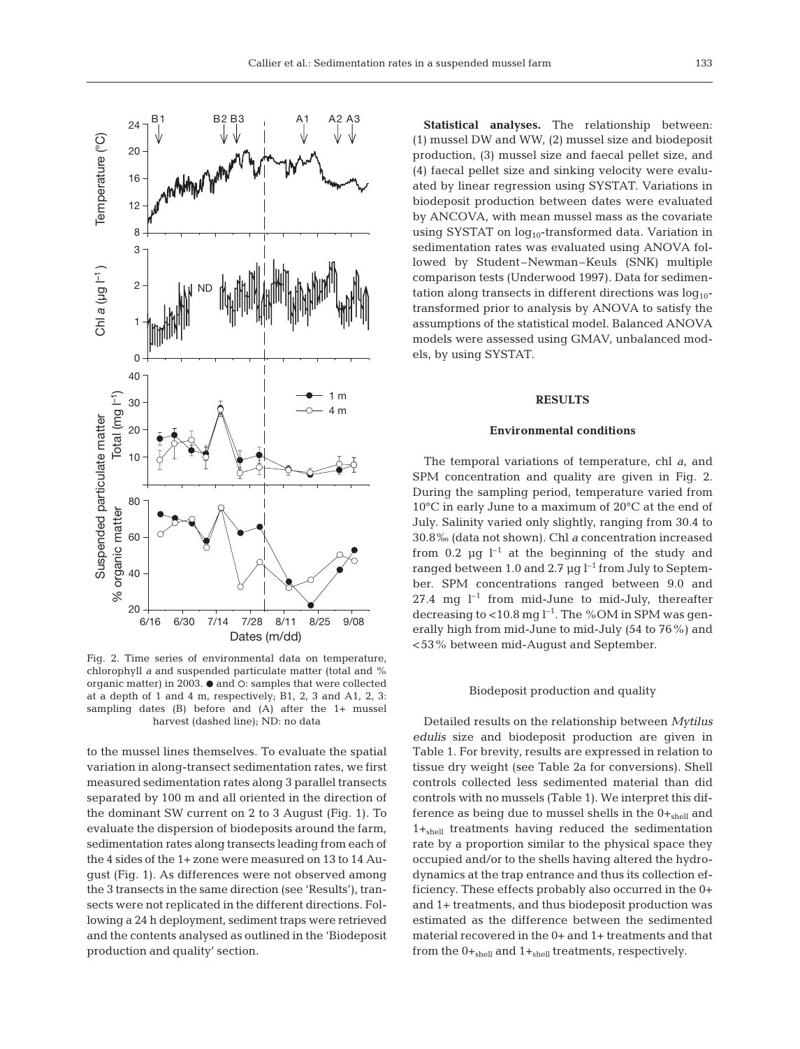Fig. 2. Time series of environmental data on temperature, chlorophyll *a* and suspended particulate matter (total and % organic matter) in 2003. ● and ○: samples that were collected at a depth of 1 and 4 m, respectively; B1, 2, 3 and A1, 2, 3: sampling dates (B) before and (A) after the 1+ mussel harvest (dashed line); ND: no data

to the mussel lines themselves. To evaluate the spatial variation in along-transect sedimentation rates, we first measured sedimentation rates along 3 parallel transects separated by 100 m and all oriented in the direction of the dominant SW current on 2 to 3 August (Fig. 1). To evaluate the dispersion of biodeposits around the farm, sedimentation rates along transects leading from each of the 4 sides of the 1+ zone were measured on 13 to 14 August (Fig. 1). As differences were not observed among the 3 transects in the same direction (see 'Results'), transects were not replicated in the different directions. Following a 24 h deployment, sediment traps were retrieved and the contents analysed as outlined in the 'Biodeposit production and quality' section.

**Statistical analyses.** The relationship between: (1) mussel DW and WW, (2) mussel size and biodeposit production, (3) mussel size and faecal pellet size, and (4) faecal pellet size and sinking velocity were evaluated by linear regression using SYSTAT. Variations in biodeposit production between dates were evaluated by ANCOVA, with mean mussel mass as the covariate using SYSTAT on $\log_{10}$-transformed data. Variation in sedimentation rates was evaluated using ANOVA followed by Student–Newman–Keuls (SNK) multiple comparison tests (Underwood 1997). Data for sedimentation along transects in different directions was $\log_{10}$-transformed prior to analysis by ANOVA to satisfy the assumptions of the statistical model. Balanced ANOVA models were assessed using GMAV, unbalanced models, by using SYSTAT.

## RESULTS

### Environmental conditions

The temporal variations of temperature, chl *a*, and SPM concentration and quality are given in Fig. 2. During the sampling period, temperature varied from 10°C in early June to a maximum of 20°C at the end of July. Salinity varied only slightly, ranging from 30.4 to 30.8‰ (data not shown). Chl *a* concentration increased from 0.2 µg $l^{-1}$ at the beginning of the study and ranged between 1.0 and 2.7 µg $l^{-1}$ from July to September. SPM concentrations ranged between 9.0 and 27.4 mg $l^{-1}$ from mid-June to mid-July, thereafter decreasing to <10.8 mg $l^{-1}$. The %OM in SPM was generally high from mid-June to mid-July (54 to 76%) and <53% between mid-August and September.

#### Biodeposit production and quality

Detailed results on the relationship between *Mytilus edulis* size and biodeposit production are given in Table 1. For brevity, results are expressed in relation to tissue dry weight (see Table 2a for conversions). Shell controls collected less sedimented material than did controls with no mussels (Table 1). We interpret this difference as being due to mussel shells in the $0+_{shell}$ and $1+_{shell}$ treatments having reduced the sedimentation rate by a proportion similar to the physical space they occupied and/or to the shells having altered the hydrodynamics at the trap entrance and thus its collection efficiency. These effects probably also occurred in the 0+ and 1+ treatments, and thus biodeposit production was estimated as the difference between the sedimented material recovered in the 0+ and 1+ treatments and that from the $0+_{shell}$ and $1+_{shell}$ treatments, respectively.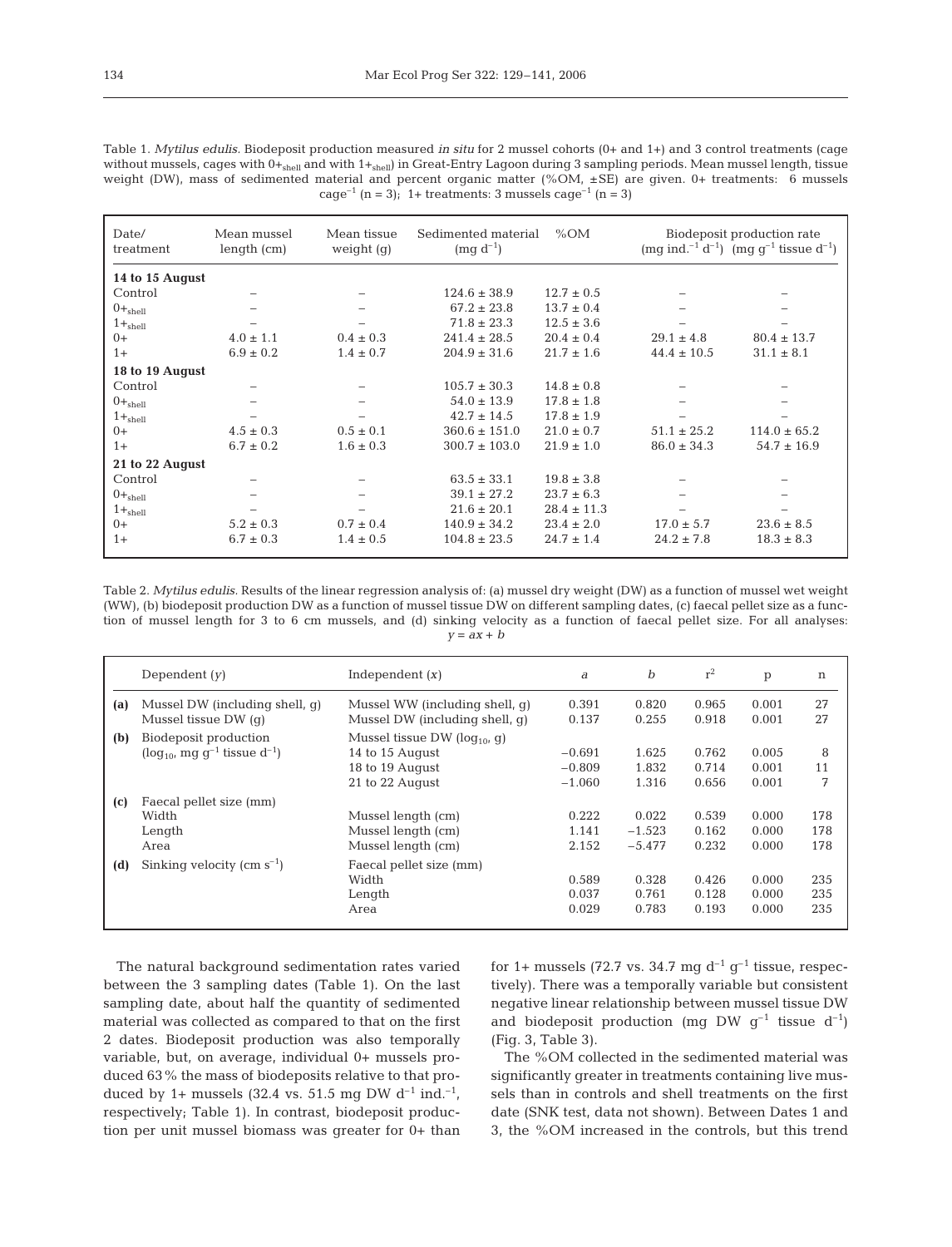Table 1. *Mytilus edulis*. Biodeposit production measured *in situ* for 2 mussel cohorts (0+ and 1+) and 3 control treatments (cage without mussels, cages with $0+_{shell}$ and with $1+_{shell}$) in Great-Entry Lagoon during 3 sampling periods. Mean mussel length, tissue weight (DW), mass of sedimented material and percent organic matter (%OM, ±SE) are given. 0+ treatments: 6 mussels cage$^{-1}$ (n = 3); 1+ treatments: 3 mussels cage$^{-1}$ (n = 3)

| Date/ treatment | Mean mussel length (cm) | Mean tissue weight (g) | Sedimented material (mg d$^{-1}$) | %OM | Biodeposit production rate (mg ind.$^{-1}$ d$^{-1}$) | (mg g$^{-1}$ tissue d$^{-1}$) |
|---|---|---|---|---|---|---|
| **14 to 15 August** | | | | | | |
| Control | – | – | 124.6 ± 38.9 | 12.7 ± 0.5 | – | – |
| $0+_{shell}$ | – | – | 67.2 ± 23.8 | 13.7 ± 0.4 | – | – |
| $1+_{shell}$ | – | – | 71.8 ± 23.3 | 12.5 ± 3.6 | – | – |
| 0+ | 4.0 ± 1.1 | 0.4 ± 0.3 | 241.4 ± 28.5 | 20.4 ± 0.4 | 29.1 ± 4.8 | 80.4 ± 13.7 |
| 1+ | 6.9 ± 0.2 | 1.4 ± 0.7 | 204.9 ± 31.6 | 21.7 ± 1.6 | 44.4 ± 10.5 | 31.1 ± 8.1 |
| **18 to 19 August** | | | | | | |
| Control | – | – | 105.7 ± 30.3 | 14.8 ± 0.8 | – | – |
| $0+_{shell}$ | – | – | 54.0 ± 13.9 | 17.8 ± 1.8 | – | – |
| $1+_{shell}$ | – | – | 42.7 ± 14.5 | 17.8 ± 1.9 | – | – |
| 0+ | 4.5 ± 0.3 | 0.5 ± 0.1 | 360.6 ± 151.0 | 21.0 ± 0.7 | 51.1 ± 25.2 | 114.0 ± 65.2 |
| 1+ | 6.7 ± 0.2 | 1.6 ± 0.3 | 300.7 ± 103.0 | 21.9 ± 1.0 | 86.0 ± 34.3 | 54.7 ± 16.9 |
| **21 to 22 August** | | | | | | |
| Control | – | – | 63.5 ± 33.1 | 19.8 ± 3.8 | – | – |
| $0+_{shell}$ | – | – | 39.1 ± 27.2 | 23.7 ± 6.3 | – | – |
| $1+_{shell}$ | – | – | 21.6 ± 20.1 | 28.4 ± 11.3 | – | – |
| 0+ | 5.2 ± 0.3 | 0.7 ± 0.4 | 140.9 ± 34.2 | 23.4 ± 2.0 | 17.0 ± 5.7 | 23.6 ± 8.5 |
| 1+ | 6.7 ± 0.3 | 1.4 ± 0.5 | 104.8 ± 23.5 | 24.7 ± 1.4 | 24.2 ± 7.8 | 18.3 ± 8.3 |

Table 2. *Mytilus edulis*. Results of the linear regression analysis of: (a) mussel dry weight (DW) as a function of mussel wet weight (WW), (b) biodeposit production DW as a function of mussel tissue DW on different sampling dates, (c) faecal pellet size as a function of mussel length for 3 to 6 cm mussels, and (d) sinking velocity as a function of faecal pellet size. For all analyses: $y = ax + b$

| | Dependent ($y$) | Independent ($x$) | $a$ | $b$ | $r^2$ | p | n |
|---|---|---|---|---|---|---|---|
| **(a)** | Mussel DW (including shell, g) | Mussel WW (including shell, g) | 0.391 | 0.820 | 0.965 | 0.001 | 27 |
| | Mussel tissue DW (g) | Mussel DW (including shell, g) | 0.137 | 0.255 | 0.918 | 0.001 | 27 |
| **(b)** | Biodeposit production | Mussel tissue DW ($\log_{10}$, g) | | | | | |
| | ($\log_{10}$, mg g$^{-1}$ tissue d$^{-1}$) | 14 to 15 August | −0.691 | 1.625 | 0.762 | 0.005 | 8 |
| | | 18 to 19 August | −0.809 | 1.832 | 0.714 | 0.001 | 11 |
| | | 21 to 22 August | −1.060 | 1.316 | 0.656 | 0.001 | 7 |
| **(c)** | Faecal pellet size (mm) | | | | | | |
| | Width | Mussel length (cm) | 0.222 | 0.022 | 0.539 | 0.000 | 178 |
| | Length | Mussel length (cm) | 1.141 | −1.523 | 0.162 | 0.000 | 178 |
| | Area | Mussel length (cm) | 2.152 | −5.477 | 0.232 | 0.000 | 178 |
| **(d)** | Sinking velocity (cm s$^{-1}$) | Faecal pellet size (mm) | | | | | |
| | | Width | 0.589 | 0.328 | 0.426 | 0.000 | 235 |
| | | Length | 0.037 | 0.761 | 0.128 | 0.000 | 235 |
| | | Area | 0.029 | 0.783 | 0.193 | 0.000 | 235 |

The natural background sedimentation rates varied between the 3 sampling dates (Table 1). On the last sampling date, about half the quantity of sedimented material was collected as compared to that on the first 2 dates. Biodeposit production was also temporally variable, but, on average, individual 0+ mussels produced 63% the mass of biodeposits relative to that produced by 1+ mussels (32.4 vs. 51.5 mg DW d$^{-1}$ ind.$^{-1}$, respectively; Table 1). In contrast, biodeposit production per unit mussel biomass was greater for 0+ than for 1+ mussels (72.7 vs. 34.7 mg d$^{-1}$ g$^{-1}$ tissue, respectively). There was a temporally variable but consistent negative linear relationship between mussel tissue DW and biodeposit production (mg DW g$^{-1}$ tissue d$^{-1}$) (Fig. 3, Table 3).

The %OM collected in the sedimented material was significantly greater in treatments containing live mussels than in controls and shell treatments on the first date (SNK test, data not shown). Between Dates 1 and 3, the %OM increased in the controls, but this trend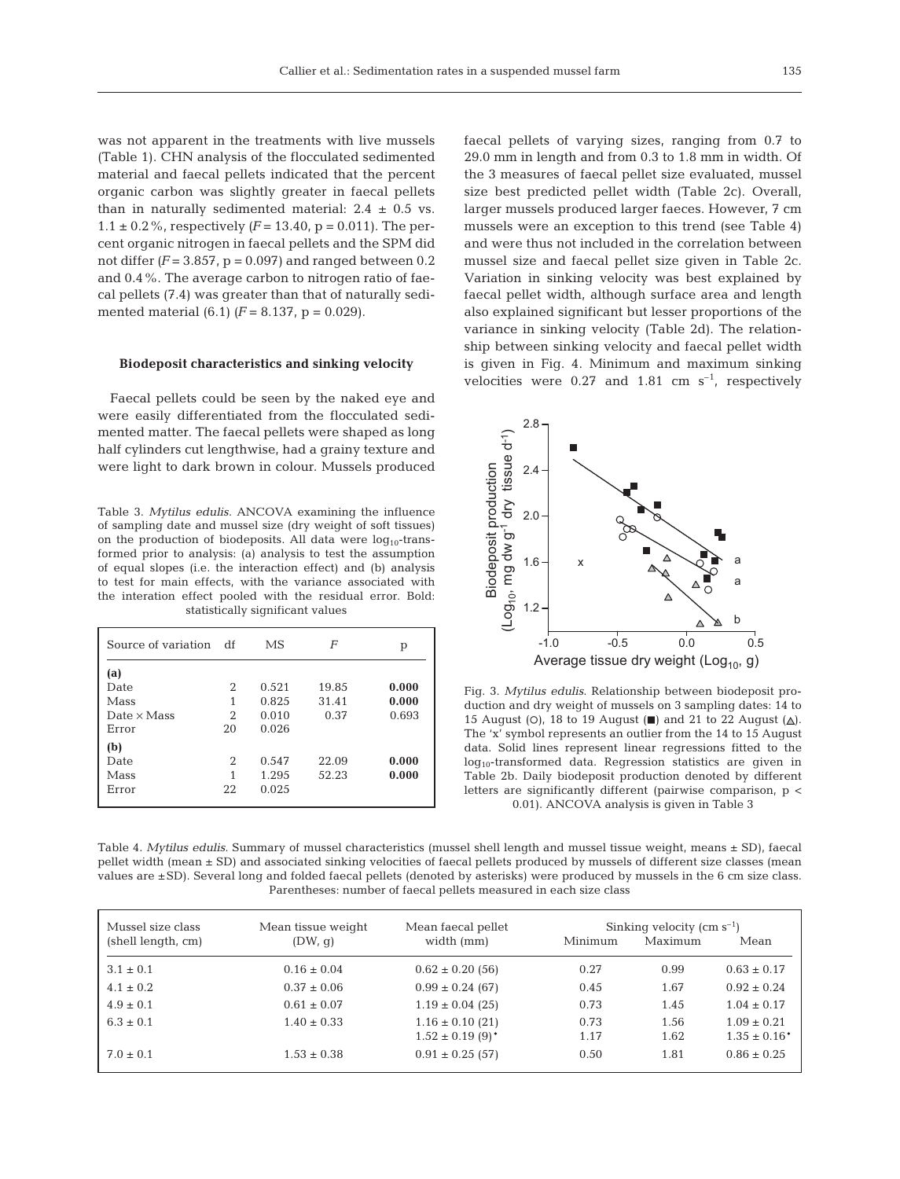was not apparent in the treatments with live mussels (Table 1). CHN analysis of the flocculated sedimented material and faecal pellets indicated that the percent organic carbon was slightly greater in faecal pellets than in naturally sedimented material: 2.4 ± 0.5 vs. 1.1 ± 0.2%, respectively ($F = 13.40$, $p = 0.011$). The percent organic nitrogen in faecal pellets and the SPM did not differ ($F = 3.857$, $p = 0.097$) and ranged between 0.2 and 0.4%. The average carbon to nitrogen ratio of faecal pellets (7.4) was greater than that of naturally sedimented material (6.1) ($F = 8.137$, $p = 0.029$).

### Biodeposit characteristics and sinking velocity

Faecal pellets could be seen by the naked eye and were easily differentiated from the flocculated sedimented matter. The faecal pellets were shaped as long half cylinders cut lengthwise, had a grainy texture and were light to dark brown in colour. Mussels produced faecal pellets of varying sizes, ranging from 0.7 to 29.0 mm in length and from 0.3 to 1.8 mm in width. Of the 3 measures of faecal pellet size evaluated, mussel size best predicted pellet width (Table 2c). Overall, larger mussels produced larger faeces. However, 7 cm mussels were an exception to this trend (see Table 4) and were thus not included in the correlation between mussel size and faecal pellet size given in Table 2c. Variation in sinking velocity was best explained by faecal pellet width, although surface area and length also explained significant but lesser proportions of the variance in sinking velocity (Table 2d). The relationship between sinking velocity and faecal pellet width is given in Fig. 4. Minimum and maximum sinking velocities were 0.27 and 1.81 cm $s^{-1}$, respectively

Table 3. *Mytilus edulis*. ANCOVA examining the influence of sampling date and mussel size (dry weight of soft tissues) on the production of biodeposits. All data were $\log_{10}$-transformed prior to analysis: (a) analysis to test the assumption of equal slopes (i.e. the interaction effect) and (b) analysis to test for main effects, with the variance associated with the interation effect pooled with the residual error. Bold: statistically significant values

| Source of variation | df | MS | *F* | p |
|---|---|---|---|---|
| **(a)** | | | | |
| Date | 2 | 0.521 | 19.85 | **0.000** |
| Mass | 1 | 0.825 | 31.41 | **0.000** |
| Date × Mass | 2 | 0.010 | 0.37 | 0.693 |
| Error | 20 | 0.026 | | |
| **(b)** | | | | |
| Date | 2 | 0.547 | 22.09 | **0.000** |
| Mass | 1 | 1.295 | 52.23 | **0.000** |
| Error | 22 | 0.025 | | |

Fig. 3. *Mytilus edulis*. Relationship between biodeposit production and dry weight of mussels on 3 sampling dates: 14 to 15 August (○), 18 to 19 August (■) and 21 to 22 August (△). The 'x' symbol represents an outlier from the 14 to 15 August data. Solid lines represent linear regressions fitted to the $\log_{10}$-transformed data. Regression statistics are given in Table 2b. Daily biodeposit production denoted by different letters are significantly different (pairwise comparison, $p < 0.01$). ANCOVA analysis is given in Table 3

Table 4. *Mytilus edulis*. Summary of mussel characteristics (mussel shell length and mussel tissue weight, means ± SD), faecal pellet width (mean ± SD) and associated sinking velocities of faecal pellets produced by mussels of different size classes (mean values are ±SD). Several long and folded faecal pellets (denoted by asterisks) were produced by mussels in the 6 cm size class. Parentheses: number of faecal pellets measured in each size class

| Mussel size class (shell length, cm) | Mean tissue weight (DW, g) | Mean faecal pellet width (mm) | Sinking velocity (cm $s^{-1}$) | | |
|---|---|---|---|---|---|
| | | | Minimum | Maximum | Mean |
| 3.1 ± 0.1 | 0.16 ± 0.04 | 0.62 ± 0.20 (56) | 0.27 | 0.99 | 0.63 ± 0.17 |
| 4.1 ± 0.2 | 0.37 ± 0.06 | 0.99 ± 0.24 (67) | 0.45 | 1.67 | 0.92 ± 0.24 |
| 4.9 ± 0.1 | 0.61 ± 0.07 | 1.19 ± 0.04 (25) | 0.73 | 1.45 | 1.04 ± 0.17 |
| 6.3 ± 0.1 | 1.40 ± 0.33 | 1.16 ± 0.10 (21) | 0.73 | 1.56 | 1.09 ± 0.21 |
| | | 1.52 ± 0.19 (9)* | 1.17 | 1.62 | 1.35 ± 0.16* |
| 7.0 ± 0.1 | 1.53 ± 0.38 | 0.91 ± 0.25 (57) | 0.50 | 1.81 | 0.86 ± 0.25 |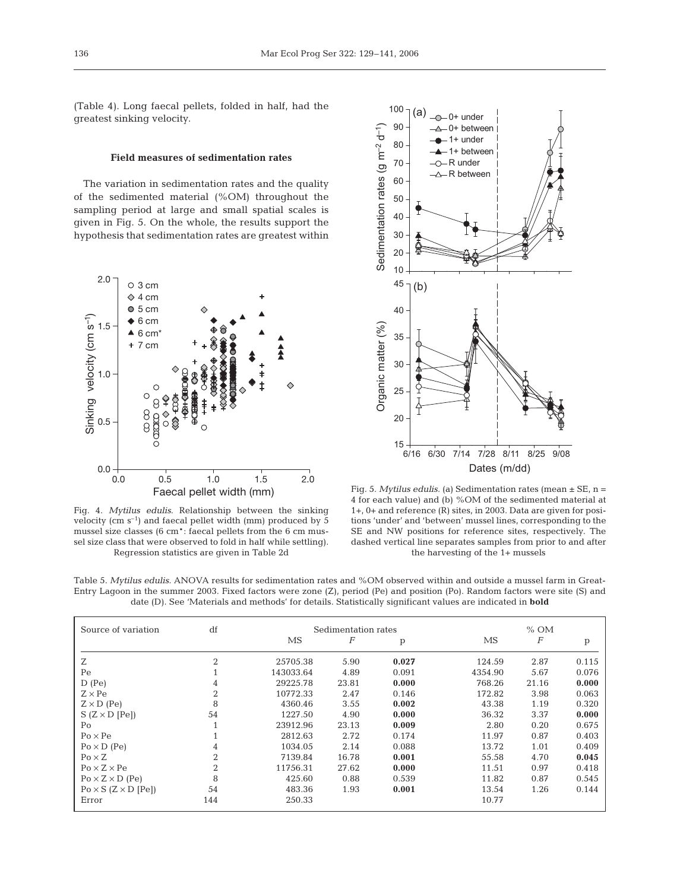(Table 4). Long faecal pellets, folded in half, had the greatest sinking velocity.

### Field measures of sedimentation rates

The variation in sedimentation rates and the quality of the sedimented material (%OM) throughout the sampling period at large and small spatial scales is given in Fig. 5. On the whole, the results support the hypothesis that sedimentation rates are greatest within

Fig. 4. *Mytilus edulis.* Relationship between the sinking velocity (cm $s^{-1}$) and faecal pellet width (mm) produced by 5 mussel size classes (6 cm*: faecal pellets from the 6 cm mussel size class that were observed to fold in half while settling). Regression statistics are given in Table 2d

Fig. 5. *Mytilus edulis.* (a) Sedimentation rates (mean ± SE, n = 4 for each value) and (b) %OM of the sedimented material at 1+, 0+ and reference (R) sites, in 2003. Data are given for positions 'under' and 'between' mussel lines, corresponding to the SE and NW positions for reference sites, respectively. The dashed vertical line separates samples from prior to and after the harvesting of the 1+ mussels

Table 5. *Mytilus edulis.* ANOVA results for sedimentation rates and %OM observed within and outside a mussel farm in Great-Entry Lagoon in the summer 2003. Fixed factors were zone (Z), period (Pe) and position (Po). Random factors were site (S) and date (D). See 'Materials and methods' for details. Statistically significant values are indicated in **bold**

| Source of variation | df | Sedimentation rates | | | % OM | | |
|---|---|---|---|---|---|---|---|
| | | MS | *F* | p | MS | *F* | p |
| Z | 2 | 25705.38 | 5.90 | **0.027** | 124.59 | 2.87 | 0.115 |
| Pe | 1 | 143033.64 | 4.89 | 0.091 | 4354.90 | 5.67 | 0.076 |
| D (Pe) | 4 | 29225.78 | 23.81 | **0.000** | 768.26 | 21.16 | **0.000** |
| Z × Pe | 2 | 10772.33 | 2.47 | 0.146 | 172.82 | 3.98 | 0.063 |
| Z × D (Pe) | 8 | 4360.46 | 3.55 | **0.002** | 43.38 | 1.19 | 0.320 |
| S (Z × D [Pe]) | 54 | 1227.50 | 4.90 | **0.000** | 36.32 | 3.37 | **0.000** |
| Po | 1 | 23912.96 | 23.13 | **0.009** | 2.80 | 0.20 | 0.675 |
| Po × Pe | 1 | 2812.63 | 2.72 | 0.174 | 11.97 | 0.87 | 0.403 |
| Po × D (Pe) | 4 | 1034.05 | 2.14 | 0.088 | 13.72 | 1.01 | 0.409 |
| Po × Z | 2 | 7139.84 | 16.78 | **0.001** | 55.58 | 4.70 | **0.045** |
| Po × Z × Pe | 2 | 11756.31 | 27.62 | **0.000** | 11.51 | 0.97 | 0.418 |
| Po × Z × D (Pe) | 8 | 425.60 | 0.88 | 0.539 | 11.82 | 0.87 | 0.545 |
| Po × S (Z × D [Pe]) | 54 | 483.36 | 1.93 | **0.001** | 13.54 | 1.26 | 0.144 |
| Error | 144 | 250.33 | | | 10.77 | | |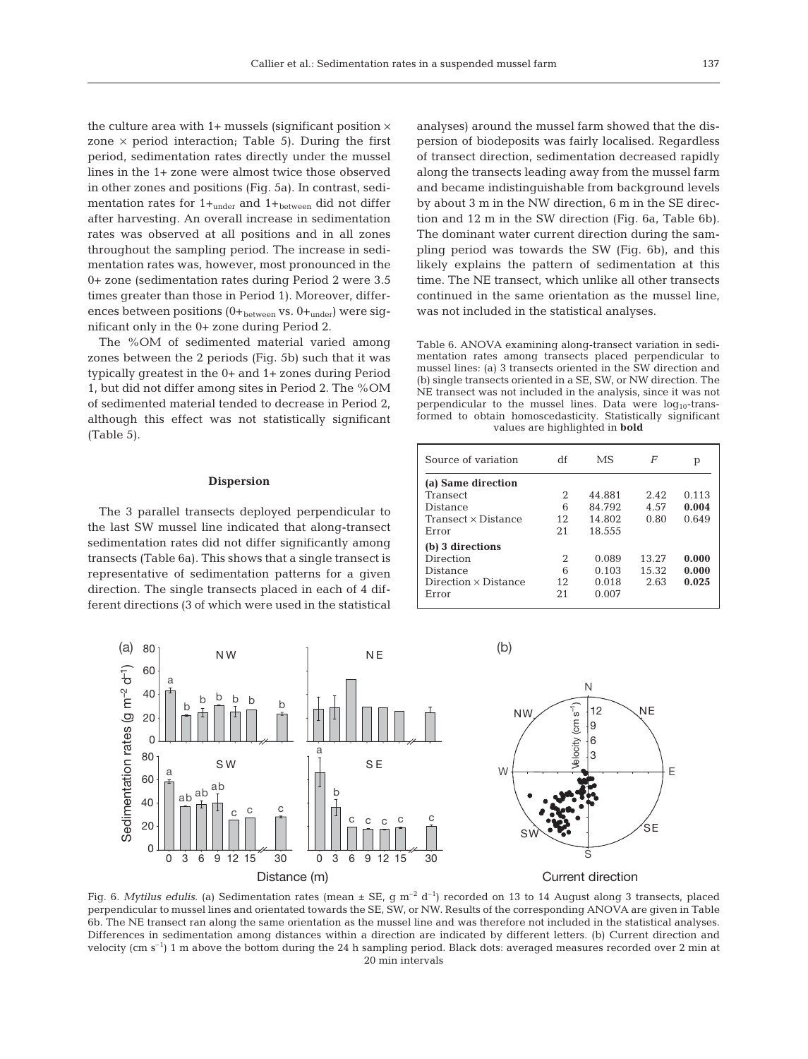the culture area with 1+ mussels (significant position × zone × period interaction; Table 5). During the first period, sedimentation rates directly under the mussel lines in the 1+ zone were almost twice those observed in other zones and positions (Fig. 5a). In contrast, sedimentation rates for $1+_{under}$ and $1+_{between}$ did not differ after harvesting. An overall increase in sedimentation rates was observed at all positions and in all zones throughout the sampling period. The increase in sedimentation rates was, however, most pronounced in the 0+ zone (sedimentation rates during Period 2 were 3.5 times greater than those in Period 1). Moreover, differences between positions ($0+_{between}$ vs. $0+_{under}$) were significant only in the 0+ zone during Period 2.

The %OM of sedimented material varied among zones between the 2 periods (Fig. 5b) such that it was typically greatest in the 0+ and 1+ zones during Period 1, but did not differ among sites in Period 2. The %OM of sedimented material tended to decrease in Period 2, although this effect was not statistically significant (Table 5).

### Dispersion

The 3 parallel transects deployed perpendicular to the last SW mussel line indicated that along-transect sedimentation rates did not differ significantly among transects (Table 6a). This shows that a single transect is representative of sedimentation patterns for a given direction. The single transects placed in each of 4 different directions (3 of which were used in the statistical analyses) around the mussel farm showed that the dispersion of biodeposits was fairly localised. Regardless of transect direction, sedimentation decreased rapidly along the transects leading away from the mussel farm and became indistinguishable from background levels by about 3 m in the NW direction, 6 m in the SE direction and 12 m in the SW direction (Fig. 6a, Table 6b). The dominant water current direction during the sampling period was towards the SW (Fig. 6b), and this likely explains the pattern of sedimentation at this time. The NE transect, which unlike all other transects continued in the same orientation as the mussel line, was not included in the statistical analyses.

Table 6. ANOVA examining along-transect variation in sedimentation rates among transects placed perpendicular to mussel lines: (a) 3 transects oriented in the SW direction and (b) single transects oriented in a SE, SW, or NW direction. The NE transect was not included in the analysis, since it was not perpendicular to the mussel lines. Data were $\log_{10}$-transformed to obtain homoscedasticity. Statistically significant values are highlighted in **bold**

| Source of variation | df | MS | $F$ | p |
|---|---|---|---|---|
| **(a) Same direction** | | | | |
| Transect | 2 | 44.881 | 2.42 | 0.113 |
| Distance | 6 | 84.792 | 4.57 | **0.004** |
| Transect × Distance | 12 | 14.802 | 0.80 | 0.649 |
| Error | 21 | 18.555 | | |
| **(b) 3 directions** | | | | |
| Direction | 2 | 0.089 | 13.27 | **0.000** |
| Distance | 6 | 0.103 | 15.32 | **0.000** |
| Direction × Distance | 12 | 0.018 | 2.63 | **0.025** |
| Error | 21 | 0.007 | | |

Fig. 6. *Mytilus edulis*. (a) Sedimentation rates (mean ± SE, g m$^{-2}$ d$^{-1}$) recorded on 13 to 14 August along 3 transects, placed perpendicular to mussel lines and orientated towards the SE, SW, or NW. Results of the corresponding ANOVA are given in Table 6b. The NE transect ran along the same orientation as the mussel line and was therefore not included in the statistical analyses. Differences in sedimentation among distances within a direction are indicated by different letters. (b) Current direction and velocity (cm s$^{-1}$) 1 m above the bottom during the 24 h sampling period. Black dots: averaged measures recorded over 2 min at 20 min intervals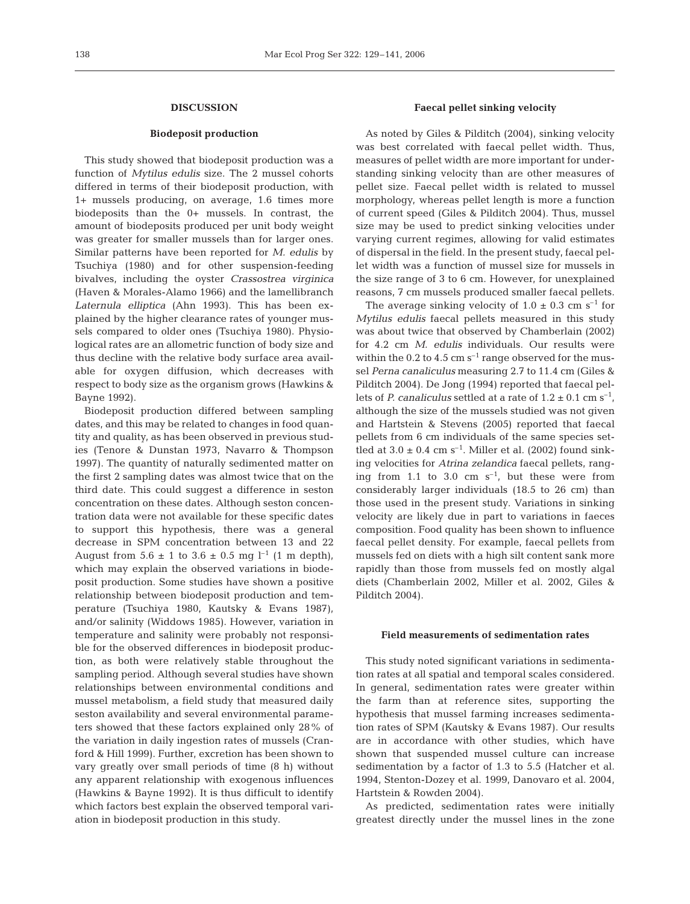## DISCUSSION

### Biodeposit production

This study showed that biodeposit production was a function of *Mytilus edulis* size. The 2 mussel cohorts differed in terms of their biodeposit production, with 1+ mussels producing, on average, 1.6 times more biodeposits than the 0+ mussels. In contrast, the amount of biodeposits produced per unit body weight was greater for smaller mussels than for larger ones. Similar patterns have been reported for *M. edulis* by Tsuchiya (1980) and for other suspension-feeding bivalves, including the oyster *Crassostrea virginica* (Haven & Morales-Alamo 1966) and the lamellibranch *Laternula elliptica* (Ahn 1993). This has been explained by the higher clearance rates of younger mussels compared to older ones (Tsuchiya 1980). Physiological rates are an allometric function of body size and thus decline with the relative body surface area available for oxygen diffusion, which decreases with respect to body size as the organism grows (Hawkins & Bayne 1992).

Biodeposit production differed between sampling dates, and this may be related to changes in food quantity and quality, as has been observed in previous studies (Tenore & Dunstan 1973, Navarro & Thompson 1997). The quantity of naturally sedimented matter on the first 2 sampling dates was almost twice that on the third date. This could suggest a difference in seston concentration on these dates. Although seston concentration data were not available for these specific dates to support this hypothesis, there was a general decrease in SPM concentration between 13 and 22 August from $5.6 \pm 1$ to $3.6 \pm 0.5$ mg $l^{-1}$ (1 m depth), which may explain the observed variations in biodeposit production. Some studies have shown a positive relationship between biodeposit production and temperature (Tsuchiya 1980, Kautsky & Evans 1987), and/or salinity (Widdows 1985). However, variation in temperature and salinity were probably not responsible for the observed differences in biodeposit production, as both were relatively stable throughout the sampling period. Although several studies have shown relationships between environmental conditions and mussel metabolism, a field study that measured daily seston availability and several environmental parameters showed that these factors explained only 28% of the variation in daily ingestion rates of mussels (Cranford & Hill 1999). Further, excretion has been shown to vary greatly over small periods of time (8 h) without any apparent relationship with exogenous influences (Hawkins & Bayne 1992). It is thus difficult to identify which factors best explain the observed temporal variation in biodeposit production in this study.

### Faecal pellet sinking velocity

As noted by Giles & Pilditch (2004), sinking velocity was best correlated with faecal pellet width. Thus, measures of pellet width are more important for understanding sinking velocity than are other measures of pellet size. Faecal pellet width is related to mussel morphology, whereas pellet length is more a function of current speed (Giles & Pilditch 2004). Thus, mussel size may be used to predict sinking velocities under varying current regimes, allowing for valid estimates of dispersal in the field. In the present study, faecal pellet width was a function of mussel size for mussels in the size range of 3 to 6 cm. However, for unexplained reasons, 7 cm mussels produced smaller faecal pellets.

The average sinking velocity of $1.0 \pm 0.3$ cm $s^{-1}$ for *Mytilus edulis* faecal pellets measured in this study was about twice that observed by Chamberlain (2002) for 4.2 cm *M. edulis* individuals. Our results were within the 0.2 to 4.5 cm $s^{-1}$ range observed for the mussel *Perna canaliculus* measuring 2.7 to 11.4 cm (Giles & Pilditch 2004). De Jong (1994) reported that faecal pellets of *P. canaliculus* settled at a rate of $1.2 \pm 0.1$ cm $s^{-1}$, although the size of the mussels studied was not given and Hartstein & Stevens (2005) reported that faecal pellets from 6 cm individuals of the same species settled at $3.0 \pm 0.4$ cm $s^{-1}$. Miller et al. (2002) found sinking velocities for *Atrina zelandica* faecal pellets, ranging from 1.1 to 3.0 cm $s^{-1}$, but these were from considerably larger individuals (18.5 to 26 cm) than those used in the present study. Variations in sinking velocity are likely due in part to variations in faeces composition. Food quality has been shown to influence faecal pellet density. For example, faecal pellets from mussels fed on diets with a high silt content sank more rapidly than those from mussels fed on mostly algal diets (Chamberlain 2002, Miller et al. 2002, Giles & Pilditch 2004).

### Field measurements of sedimentation rates

This study noted significant variations in sedimentation rates at all spatial and temporal scales considered. In general, sedimentation rates were greater within the farm than at reference sites, supporting the hypothesis that mussel farming increases sedimentation rates of SPM (Kautsky & Evans 1987). Our results are in accordance with other studies, which have shown that suspended mussel culture can increase sedimentation by a factor of 1.3 to 5.5 (Hatcher et al. 1994, Stenton-Dozey et al. 1999, Danovaro et al. 2004, Hartstein & Rowden 2004).

As predicted, sedimentation rates were initially greatest directly under the mussel lines in the zone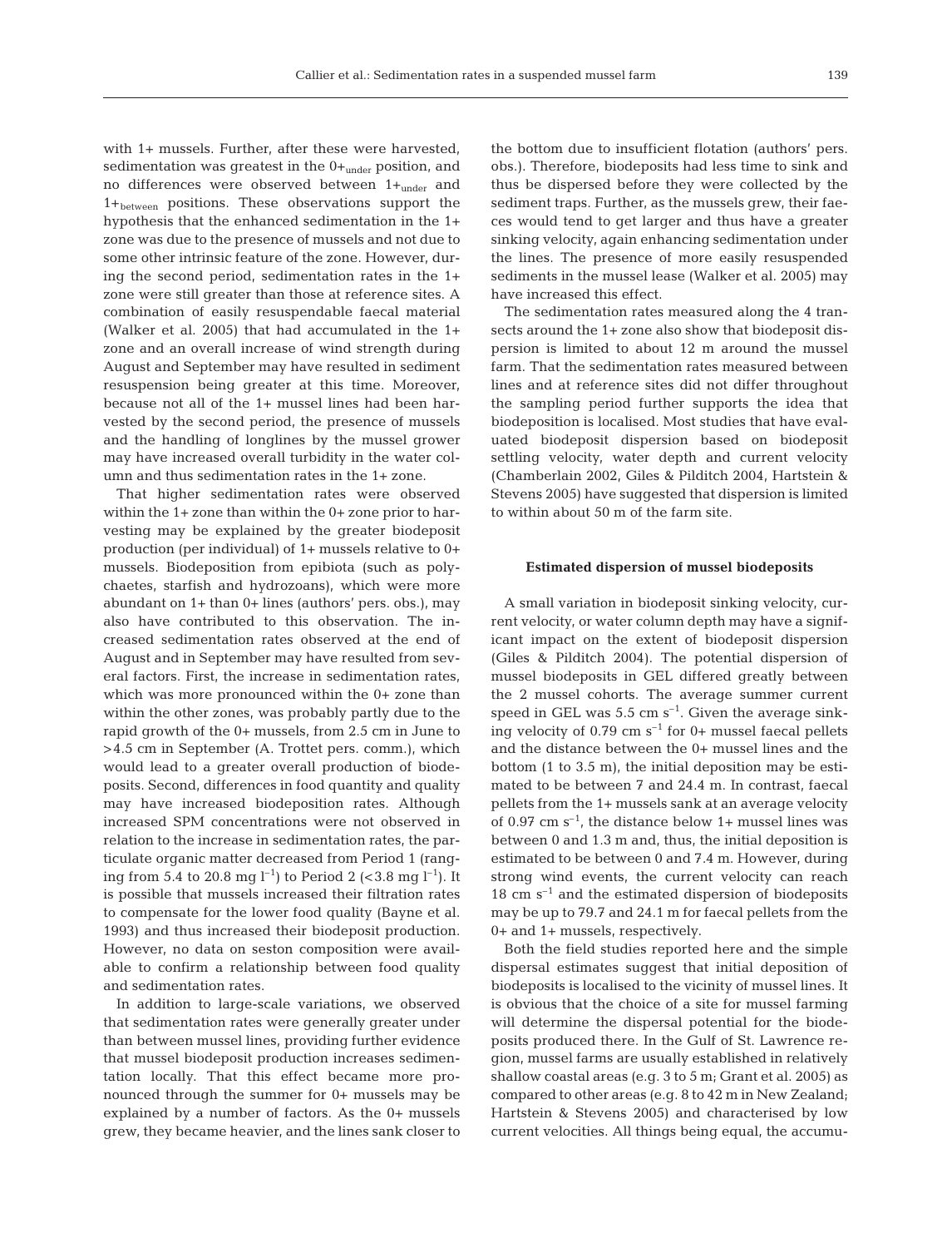with 1+ mussels. Further, after these were harvested, sedimentation was greatest in the $0+_{under}$ position, and no differences were observed between $1+_{under}$ and $1+_{between}$ positions. These observations support the hypothesis that the enhanced sedimentation in the 1+ zone was due to the presence of mussels and not due to some other intrinsic feature of the zone. However, during the second period, sedimentation rates in the 1+ zone were still greater than those at reference sites. A combination of easily resuspendable faecal material (Walker et al. 2005) that had accumulated in the 1+ zone and an overall increase of wind strength during August and September may have resulted in sediment resuspension being greater at this time. Moreover, because not all of the 1+ mussel lines had been harvested by the second period, the presence of mussels and the handling of longlines by the mussel grower may have increased overall turbidity in the water column and thus sedimentation rates in the 1+ zone.

That higher sedimentation rates were observed within the 1+ zone than within the 0+ zone prior to harvesting may be explained by the greater biodeposit production (per individual) of 1+ mussels relative to 0+ mussels. Biodeposition from epibiota (such as polychaetes, starfish and hydrozoans), which were more abundant on 1+ than 0+ lines (authors' pers. obs.), may also have contributed to this observation. The increased sedimentation rates observed at the end of August and in September may have resulted from several factors. First, the increase in sedimentation rates, which was more pronounced within the 0+ zone than within the other zones, was probably partly due to the rapid growth of the 0+ mussels, from 2.5 cm in June to >4.5 cm in September (A. Trottet pers. comm.), which would lead to a greater overall production of biodeposits. Second, differences in food quantity and quality may have increased biodeposition rates. Although increased SPM concentrations were not observed in relation to the increase in sedimentation rates, the particulate organic matter decreased from Period 1 (ranging from 5.4 to 20.8 mg $l^{-1}$) to Period 2 (<3.8 mg $l^{-1}$). It is possible that mussels increased their filtration rates to compensate for the lower food quality (Bayne et al. 1993) and thus increased their biodeposit production. However, no data on seston composition were available to confirm a relationship between food quality and sedimentation rates.

In addition to large-scale variations, we observed that sedimentation rates were generally greater under than between mussel lines, providing further evidence that mussel biodeposit production increases sedimentation locally. That this effect became more pronounced through the summer for 0+ mussels may be explained by a number of factors. As the 0+ mussels grew, they became heavier, and the lines sank closer to the bottom due to insufficient flotation (authors' pers. obs.). Therefore, biodeposits had less time to sink and thus be dispersed before they were collected by the sediment traps. Further, as the mussels grew, their faeces would tend to get larger and thus have a greater sinking velocity, again enhancing sedimentation under the lines. The presence of more easily resuspended sediments in the mussel lease (Walker et al. 2005) may have increased this effect.

The sedimentation rates measured along the 4 transects around the 1+ zone also show that biodeposit dispersion is limited to about 12 m around the mussel farm. That the sedimentation rates measured between lines and at reference sites did not differ throughout the sampling period further supports the idea that biodeposition is localised. Most studies that have evaluated biodeposit dispersion based on biodeposit settling velocity, water depth and current velocity (Chamberlain 2002, Giles & Pilditch 2004, Hartstein & Stevens 2005) have suggested that dispersion is limited to within about 50 m of the farm site.

### Estimated dispersion of mussel biodeposits

A small variation in biodeposit sinking velocity, current velocity, or water column depth may have a significant impact on the extent of biodeposit dispersion (Giles & Pilditch 2004). The potential dispersion of mussel biodeposits in GEL differed greatly between the 2 mussel cohorts. The average summer current speed in GEL was 5.5 cm $s^{-1}$. Given the average sinking velocity of 0.79 cm $s^{-1}$ for 0+ mussel faecal pellets and the distance between the 0+ mussel lines and the bottom (1 to 3.5 m), the initial deposition may be estimated to be between 7 and 24.4 m. In contrast, faecal pellets from the 1+ mussels sank at an average velocity of 0.97 cm $s^{-1}$, the distance below 1+ mussel lines was between 0 and 1.3 m and, thus, the initial deposition is estimated to be between 0 and 7.4 m. However, during strong wind events, the current velocity can reach 18 cm $s^{-1}$ and the estimated dispersion of biodeposits may be up to 79.7 and 24.1 m for faecal pellets from the 0+ and 1+ mussels, respectively.

Both the field studies reported here and the simple dispersal estimates suggest that initial deposition of biodeposits is localised to the vicinity of mussel lines. It is obvious that the choice of a site for mussel farming will determine the dispersal potential for the biodeposits produced there. In the Gulf of St. Lawrence region, mussel farms are usually established in relatively shallow coastal areas (e.g. 3 to 5 m; Grant et al. 2005) as compared to other areas (e.g. 8 to 42 m in New Zealand; Hartstein & Stevens 2005) and characterised by low current velocities. All things being equal, the accumu-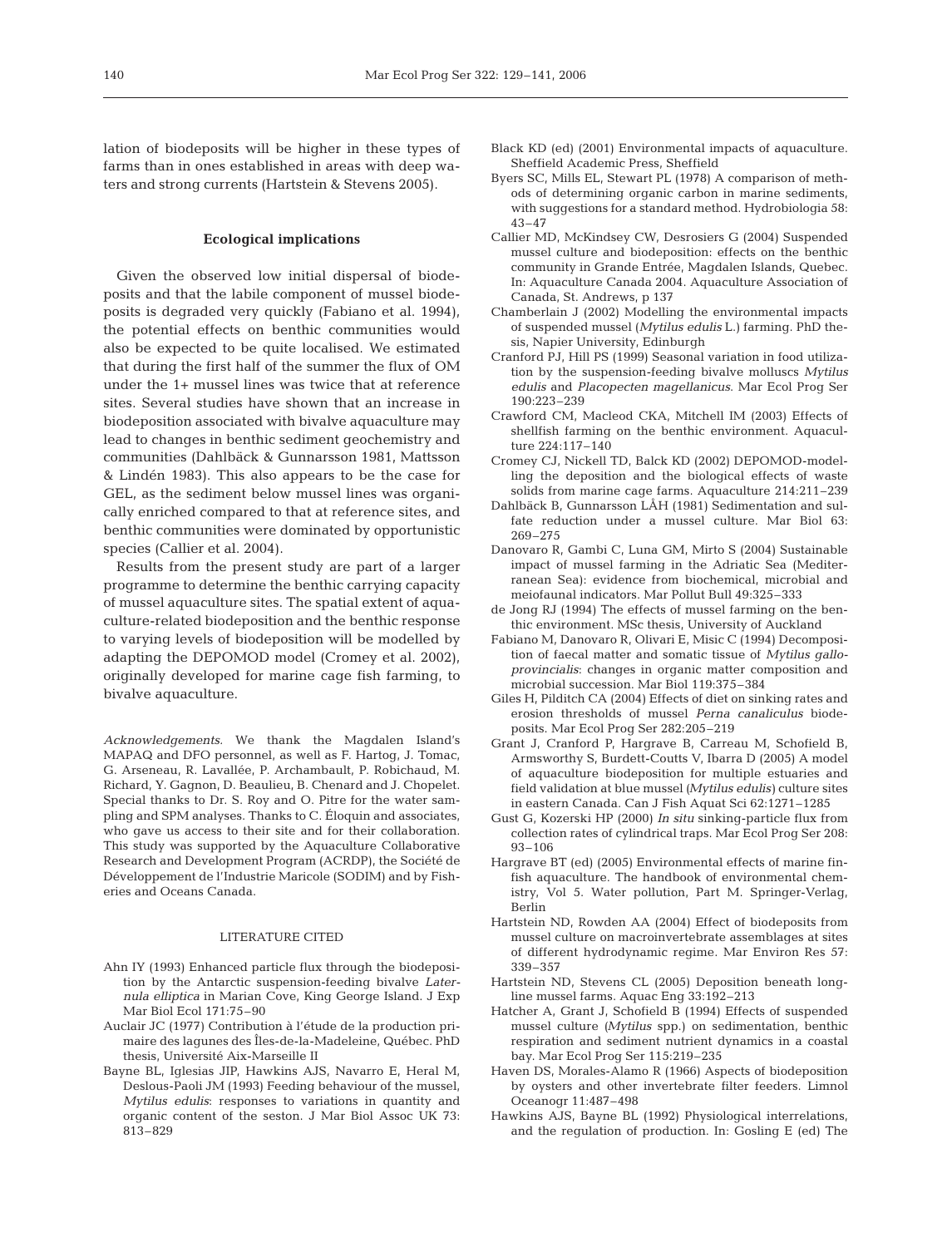lation of biodeposits will be higher in these types of farms than in ones established in areas with deep waters and strong currents (Hartstein & Stevens 2005).

### Ecological implications

Given the observed low initial dispersal of biodeposits and that the labile component of mussel biodeposits is degraded very quickly (Fabiano et al. 1994), the potential effects on benthic communities would also be expected to be quite localised. We estimated that during the first half of the summer the flux of OM under the 1+ mussel lines was twice that at reference sites. Several studies have shown that an increase in biodeposition associated with bivalve aquaculture may lead to changes in benthic sediment geochemistry and communities (Dahlbäck & Gunnarsson 1981, Mattsson & Lindén 1983). This also appears to be the case for GEL, as the sediment below mussel lines was organically enriched compared to that at reference sites, and benthic communities were dominated by opportunistic species (Callier et al. 2004).

Results from the present study are part of a larger programme to determine the benthic carrying capacity of mussel aquaculture sites. The spatial extent of aquaculture-related biodeposition and the benthic response to varying levels of biodeposition will be modelled by adapting the DEPOMOD model (Cromey et al. 2002), originally developed for marine cage fish farming, to bivalve aquaculture.

*Acknowledgements.* We thank the Magdalen Island's MAPAQ and DFO personnel, as well as F. Hartog, J. Tomac, G. Arseneau, R. Lavallée, P. Archambault, P. Robichaud, M. Richard, Y. Gagnon, D. Beaulieu, B. Chenard and J. Chopelet. Special thanks to Dr. S. Roy and O. Pitre for the water sampling and SPM analyses. Thanks to C. Éloquin and associates, who gave us access to their site and for their collaboration. This study was supported by the Aquaculture Collaborative Research and Development Program (ACRDP), the Société de Développement de l'Industrie Maricole (SODIM) and by Fisheries and Oceans Canada.

### LITERATURE CITED

- Ahn IY (1993) Enhanced particle flux through the biodeposition by the Antarctic suspension-feeding bivalve *Laternula elliptica* in Marian Cove, King George Island. J Exp Mar Biol Ecol 171:75–90
- Auclair JC (1977) Contribution à l'étude de la production primaire des lagunes des Îles-de-la-Madeleine, Québec. PhD thesis, Université Aix-Marseille II
- Bayne BL, Iglesias JIP, Hawkins AJS, Navarro E, Heral M, Deslous-Paoli JM (1993) Feeding behaviour of the mussel, *Mytilus edulis*: responses to variations in quantity and organic content of the seston. J Mar Biol Assoc UK 73: 813–829
- Black KD (ed) (2001) Environmental impacts of aquaculture. Sheffield Academic Press, Sheffield
- Byers SC, Mills EL, Stewart PL (1978) A comparison of methods of determining organic carbon in marine sediments, with suggestions for a standard method. Hydrobiologia 58: 43–47
- Callier MD, McKindsey CW, Desrosiers G (2004) Suspended mussel culture and biodeposition: effects on the benthic community in Grande Entrée, Magdalen Islands, Quebec. In: Aquaculture Canada 2004. Aquaculture Association of Canada, St. Andrews, p 137
- Chamberlain J (2002) Modelling the environmental impacts of suspended mussel (*Mytilus edulis* L.) farming. PhD thesis, Napier University, Edinburgh
- Cranford PJ, Hill PS (1999) Seasonal variation in food utilization by the suspension-feeding bivalve molluscs *Mytilus edulis* and *Placopecten magellanicus*. Mar Ecol Prog Ser 190:223–239
- Crawford CM, Macleod CKA, Mitchell IM (2003) Effects of shellfish farming on the benthic environment. Aquaculture 224:117–140
- Cromey CJ, Nickell TD, Balck KD (2002) DEPOMOD-modelling the deposition and the biological effects of waste solids from marine cage farms. Aquaculture 214:211–239
- Dahlbäck B, Gunnarsson LÅH (1981) Sedimentation and sulfate reduction under a mussel culture. Mar Biol 63: 269–275
- Danovaro R, Gambi C, Luna GM, Mirto S (2004) Sustainable impact of mussel farming in the Adriatic Sea (Mediterranean Sea): evidence from biochemical, microbial and meiofaunal indicators. Mar Pollut Bull 49:325–333
- de Jong RJ (1994) The effects of mussel farming on the benthic environment. MSc thesis, University of Auckland
- Fabiano M, Danovaro R, Olivari E, Misic C (1994) Decomposition of faecal matter and somatic tissue of *Mytilus galloprovincialis*: changes in organic matter composition and microbial succession. Mar Biol 119:375–384
- Giles H, Pilditch CA (2004) Effects of diet on sinking rates and erosion thresholds of mussel *Perna canaliculus* biodeposits. Mar Ecol Prog Ser 282:205–219
- Grant J, Cranford P, Hargrave B, Carreau M, Schofield B, Armsworthy S, Burdett-Coutts V, Ibarra D (2005) A model of aquaculture biodeposition for multiple estuaries and field validation at blue mussel (*Mytilus edulis*) culture sites in eastern Canada. Can J Fish Aquat Sci 62:1271–1285
- Gust G, Kozerski HP (2000) *In situ* sinking-particle flux from collection rates of cylindrical traps. Mar Ecol Prog Ser 208: 93–106
- Hargrave BT (ed) (2005) Environmental effects of marine finfish aquaculture. The handbook of environmental chemistry, Vol 5. Water pollution, Part M. Springer-Verlag, Berlin
- Hartstein ND, Rowden AA (2004) Effect of biodeposits from mussel culture on macroinvertebrate assemblages at sites of different hydrodynamic regime. Mar Environ Res 57: 339–357
- Hartstein ND, Stevens CL (2005) Deposition beneath longline mussel farms. Aquac Eng 33:192–213
- Hatcher A, Grant J, Schofield B (1994) Effects of suspended mussel culture (*Mytilus* spp.) on sedimentation, benthic respiration and sediment nutrient dynamics in a coastal bay. Mar Ecol Prog Ser 115:219–235
- Haven DS, Morales-Alamo R (1966) Aspects of biodeposition by oysters and other invertebrate filter feeders. Limnol Oceanogr 11:487–498
- Hawkins AJS, Bayne BL (1992) Physiological interrelations, and the regulation of production. In: Gosling E (ed) The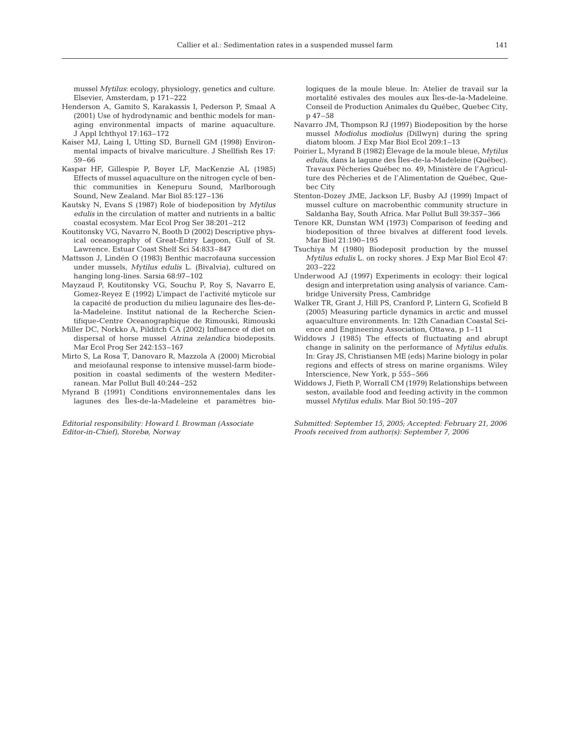mussel *Mytilus*: ecology, physiology, genetics and culture. Elsevier, Amsterdam, p 171–222

Henderson A, Gamito S, Karakassis I, Pederson P, Smaal A (2001) Use of hydrodynamic and benthic models for managing environmental impacts of marine aquaculture. J Appl Ichthyol 17:163–172

Kaiser MJ, Laing I, Utting SD, Burnell GM (1998) Environmental impacts of bivalve mariculture. J Shellfish Res 17: 59–66

Kaspar HF, Gillespie P, Boyer LF, MacKenzie AL (1985) Effects of mussel aquaculture on the nitrogen cycle of benthic communities in Kenepuru Sound, Marlborough Sound, New Zealand. Mar Biol 85:127–136

Kautsky N, Evans S (1987) Role of biodeposition by *Mytilus edulis* in the circulation of matter and nutrients in a baltic coastal ecosystem. Mar Ecol Prog Ser 38:201–212

Koutitonsky VG, Navarro N, Booth D (2002) Descriptive physical oceanography of Great-Entry Lagoon, Gulf of St. Lawrence. Estuar Coast Shelf Sci 54:833–847

Mattsson J, Lindén O (1983) Benthic macrofauna succession under mussels, *Mytilus edulis* L. (Bivalvia), cultured on hanging long-lines. Sarsia 68:97–102

Mayzaud P, Koutitonsky VG, Souchu P, Roy S, Navarro E, Gomez-Reyez E (1992) L'impact de l'activité myticole sur la capacité de production du milieu lagunaire des Îles-de-la-Madeleine. Institut national de la Recherche Scientifique-Centre Oceanographique de Rimouski, Rimouski

Miller DC, Norkko A, Pilditch CA (2002) Influence of diet on dispersal of horse mussel *Atrina zelandica* biodeposits. Mar Ecol Prog Ser 242:153–167

Mirto S, La Rosa T, Danovaro R, Mazzola A (2000) Microbial and meiofaunal response to intensive mussel-farm biodeposition in coastal sediments of the western Mediterranean. Mar Pollut Bull 40:244–252

Myrand B (1991) Conditions environnementales dans les lagunes des Îles-de-la-Madeleine et paramètres biologiques de la moule bleue. In: Atelier de travail sur la mortalité estivales des moules aux Îles-de-la-Madeleine. Conseil de Production Animales du Québec, Quebec City, p 47–58

Navarro JM, Thompson RJ (1997) Biodeposition by the horse mussel *Modiolus modiolus* (Dillwyn) during the spring diatom bloom. J Exp Mar Biol Ecol 209:1–13

Poirier L, Myrand B (1982) Élevage de la moule bleue, *Mytilus edulis*, dans la lagune des Îles-de-la-Madeleine (Québec). Travaux Pêcheries Québec no. 49, Ministère de l'Agriculture des Pêcheries et de l'Alimentation de Québec, Quebec City

Stenton-Dozey JME, Jackson LF, Busby AJ (1999) Impact of mussel culture on macrobenthic community structure in Saldanha Bay, South Africa. Mar Pollut Bull 39:357–366

Tenore KR, Dunstan WM (1973) Comparison of feeding and biodeposition of three bivalves at different food levels. Mar Biol 21:190–195

Tsuchiya M (1980) Biodeposit production by the mussel *Mytilus edulis* L. on rocky shores. J Exp Mar Biol Ecol 47: 203–222

Underwood AJ (1997) Experiments in ecology: their logical design and interpretation using analysis of variance. Cambridge University Press, Cambridge

Walker TR, Grant J, Hill PS, Cranford P, Lintern G, Scofield B (2005) Measuring particle dynamics in arctic and mussel aquaculture environments. In: 12th Canadian Coastal Science and Engineering Association, Ottawa, p 1–11

Widdows J (1985) The effects of fluctuating and abrupt change in salinity on the performance of *Mytilus edulis*. In: Gray JS, Christiansen ME (eds) Marine biology in polar regions and effects of stress on marine organisms. Wiley Interscience, New York, p 555–566

Widdows J, Fieth P, Worrall CM (1979) Relationships between seston, available food and feeding activity in the common mussel *Mytilus edulis*. Mar Biol 50:195–207

*Editorial responsibility: Howard I. Browman (Associate Editor-in-Chief), Storebø, Norway*

*Submitted: September 15, 2005; Accepted: February 21, 2006*
*Proofs received from author(s): September 7, 2006*